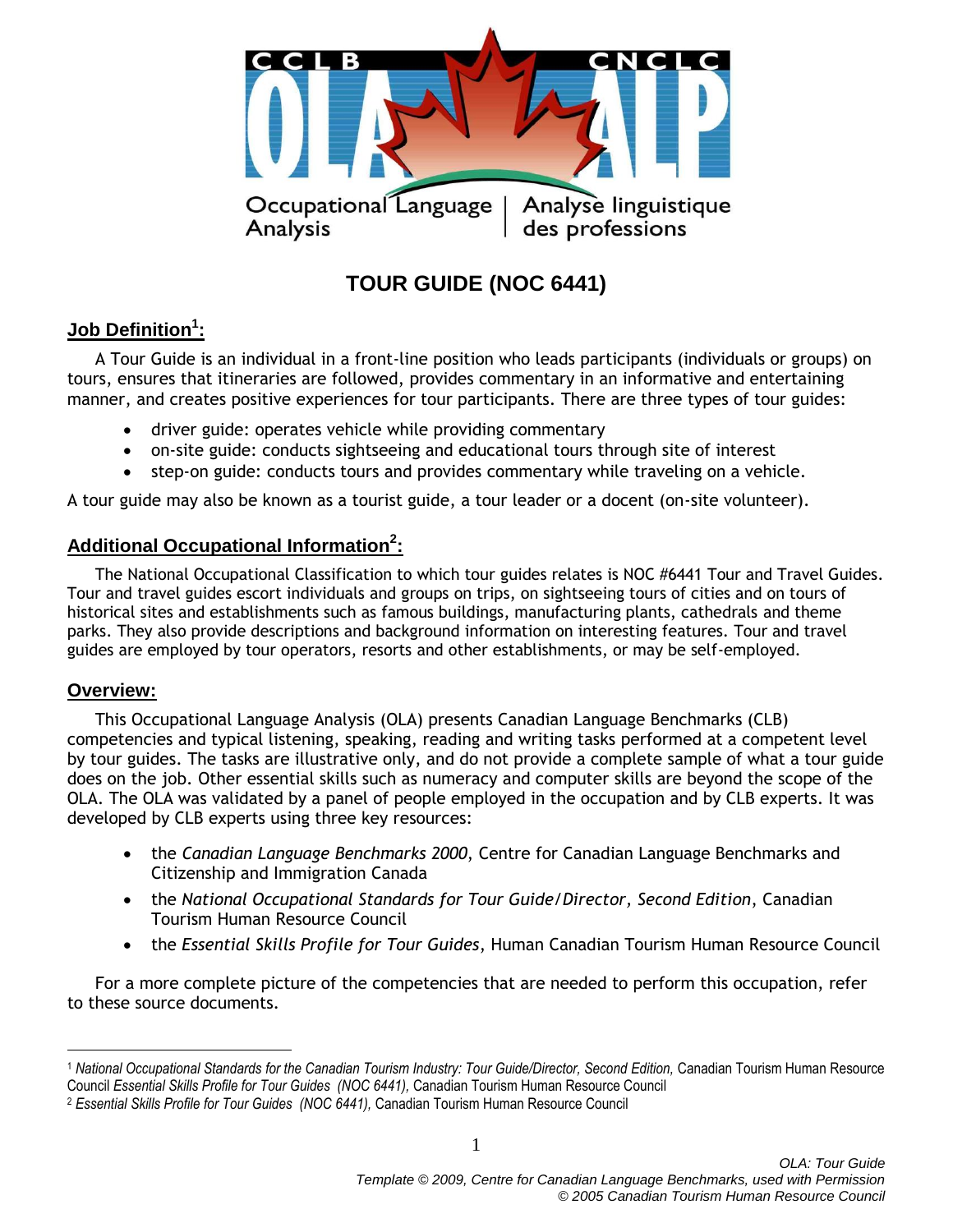CCLB CNCLC

OLA ALP

Occupational Language Analysis | Analyse linguistique des professions

# TOUR GUIDE (NOC 6441)

## Job Definition[1]:

A Tour Guide is an individual in a front-line position who leads participants (individuals or groups) on tours, ensures that itineraries are followed, provides commentary in an informative and entertaining manner, and creates positive experiences for tour participants. There are three types of tour guides:

- driver guide: operates vehicle while providing commentary
- on-site guide: conducts sightseeing and educational tours through site of interest
- step-on guide: conducts tours and provides commentary while traveling on a vehicle.

A tour guide may also be known as a tourist guide, a tour leader or a docent (on-site volunteer).

## Additional Occupational Information[2]:

The National Occupational Classification to which tour guides relates is NOC #6441 Tour and Travel Guides. Tour and travel guides escort individuals and groups on trips, on sightseeing tours of cities and on tours of historical sites and establishments such as famous buildings, manufacturing plants, cathedrals and theme parks. They also provide descriptions and background information on interesting features. Tour and travel guides are employed by tour operators, resorts and other establishments, or may be self-employed.

## Overview:

This Occupational Language Analysis (OLA) presents Canadian Language Benchmarks (CLB) competencies and typical listening, speaking, reading and writing tasks performed at a competent level by tour guides. The tasks are illustrative only, and do not provide a complete sample of what a tour guide does on the job. Other essential skills such as numeracy and computer skills are beyond the scope of the OLA. The OLA was validated by a panel of people employed in the occupation and by CLB experts. It was developed by CLB experts using three key resources:

- the *Canadian Language Benchmarks 2000*, Centre for Canadian Language Benchmarks and Citizenship and Immigration Canada
- the *National Occupational Standards for Tour Guide/Director, Second Edition*, Canadian Tourism Human Resource Council
- the *Essential Skills Profile for Tour Guides*, Human Canadian Tourism Human Resource Council

For a more complete picture of the competencies that are needed to perform this occupation, refer to these source documents.

---

[1] *National Occupational Standards for the Canadian Tourism Industry: Tour Guide/Director, Second Edition,* Canadian Tourism Human Resource Council *Essential Skills Profile for Tour Guides (NOC 6441),* Canadian Tourism Human Resource Council

[2] *Essential Skills Profile for Tour Guides (NOC 6441),* Canadian Tourism Human Resource Council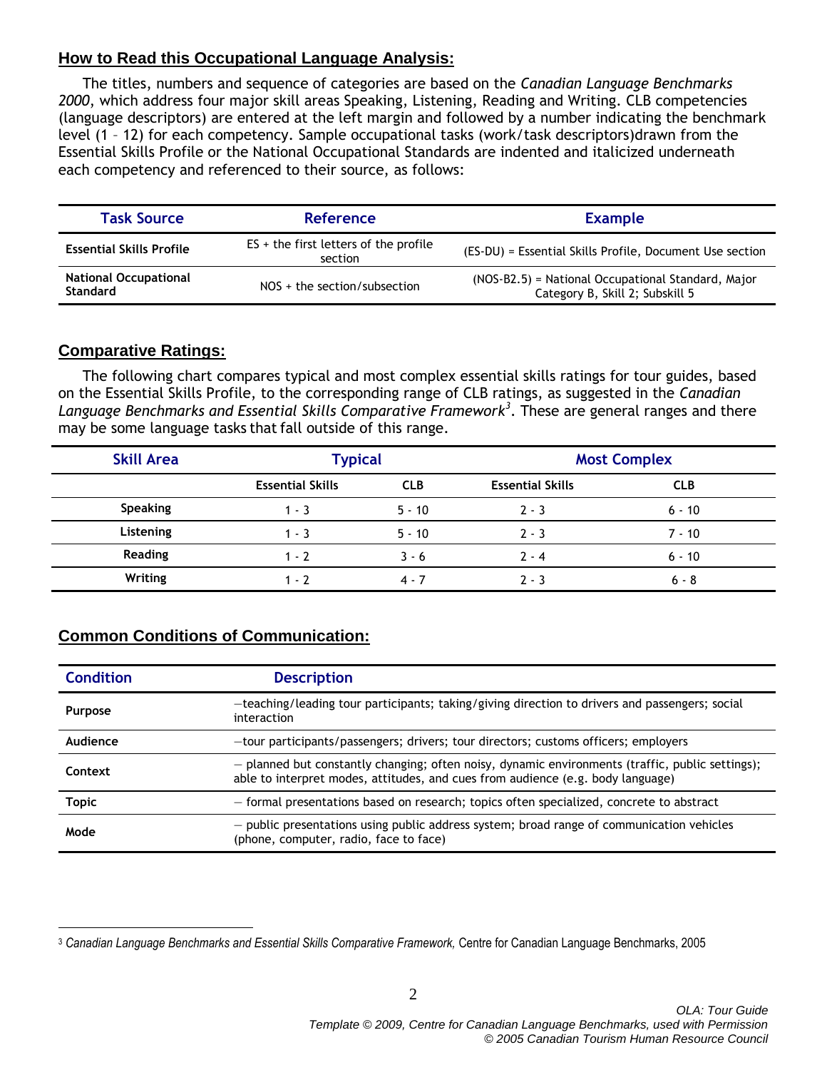## How to Read this Occupational Language Analysis:

The titles, numbers and sequence of categories are based on the *Canadian Language Benchmarks 2000*, which address four major skill areas Speaking, Listening, Reading and Writing. CLB competencies (language descriptors) are entered at the left margin and followed by a number indicating the benchmark level (1 – 12) for each competency. Sample occupational tasks (work/task descriptors)drawn from the Essential Skills Profile or the National Occupational Standards are indented and italicized underneath each competency and referenced to their source, as follows:

| Task Source | Reference | Example |
|---|---|---|
| **Essential Skills Profile** | ES + the first letters of the profile section | (ES-DU) = Essential Skills Profile, Document Use section |
| **National Occupational Standard** | NOS + the section/subsection | (NOS-B2.5) = National Occupational Standard, Major Category B, Skill 2; Subskill 5 |

## Comparative Ratings:

The following chart compares typical and most complex essential skills ratings for tour guides, based on the Essential Skills Profile, to the corresponding range of CLB ratings, as suggested in the *Canadian Language Benchmarks and Essential Skills Comparative Framework*[3]. These are general ranges and there may be some language tasks that fall outside of this range.

| Skill Area | Typical | | Most Complex | |
|---|---|---|---|---|
| | **Essential Skills** | **CLB** | **Essential Skills** | **CLB** |
| **Speaking** | 1 - 3 | 5 - 10 | 2 - 3 | 6 - 10 |
| **Listening** | 1 - 3 | 5 - 10 | 2 - 3 | 7 - 10 |
| **Reading** | 1 - 2 | 3 - 6 | 2 - 4 | 6 - 10 |
| **Writing** | 1 - 2 | 4 - 7 | 2 - 3 | 6 - 8 |

## Common Conditions of Communication:

| Condition | Description |
|---|---|
| **Purpose** | —teaching/leading tour participants; taking/giving direction to drivers and passengers; social interaction |
| **Audience** | —tour participants/passengers; drivers; tour directors; customs officers; employers |
| **Context** | — planned but constantly changing; often noisy, dynamic environments (traffic, public settings); able to interpret modes, attitudes, and cues from audience (e.g. body language) |
| **Topic** | — formal presentations based on research; topics often specialized, concrete to abstract |
| **Mode** | — public presentations using public address system; broad range of communication vehicles (phone, computer, radio, face to face) |

[3] *Canadian Language Benchmarks and Essential Skills Comparative Framework,* Centre for Canadian Language Benchmarks, 2005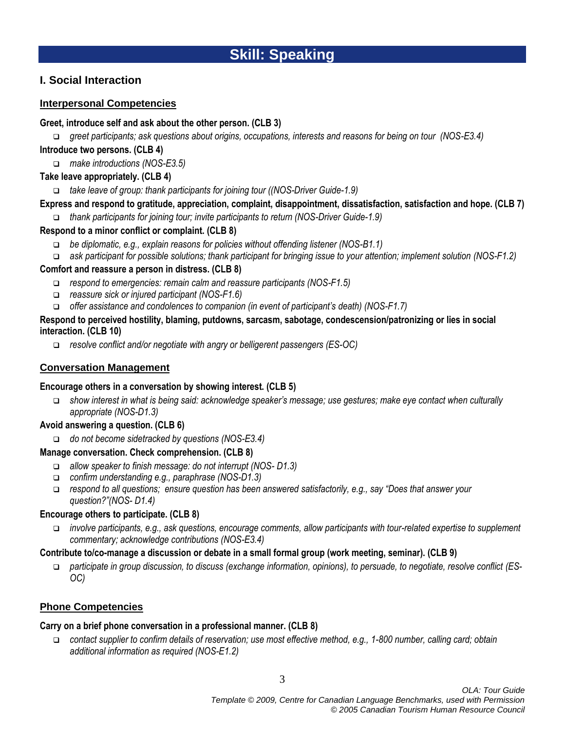# Skill: Speaking

## I. Social Interaction

### Interpersonal Competencies

**Greet, introduce self and ask about the other person. (CLB 3)**

- *greet participants; ask questions about origins, occupations, interests and reasons for being on tour (NOS-E3.4)*

**Introduce two persons. (CLB 4)**

- *make introductions (NOS-E3.5)*

**Take leave appropriately. (CLB 4)**

- *take leave of group: thank participants for joining tour ((NOS-Driver Guide-1.9)*

**Express and respond to gratitude, appreciation, complaint, disappointment, dissatisfaction, satisfaction and hope. (CLB 7)**

- *thank participants for joining tour; invite participants to return (NOS-Driver Guide-1.9)*

**Respond to a minor conflict or complaint. (CLB 8)**

- *be diplomatic, e.g., explain reasons for policies without offending listener (NOS-B1.1)*
- *ask participant for possible solutions; thank participant for bringing issue to your attention; implement solution (NOS-F1.2)*

**Comfort and reassure a person in distress. (CLB 8)**

- *respond to emergencies: remain calm and reassure participants (NOS-F1.5)*
- *reassure sick or injured participant (NOS-F1.6)*
- *offer assistance and condolences to companion (in event of participant's death) (NOS-F1.7)*

**Respond to perceived hostility, blaming, putdowns, sarcasm, sabotage, condescension/patronizing or lies in social interaction. (CLB 10)**

- *resolve conflict and/or negotiate with angry or belligerent passengers (ES-OC)*

### Conversation Management

**Encourage others in a conversation by showing interest. (CLB 5)**

- *show interest in what is being said: acknowledge speaker's message; use gestures; make eye contact when culturally appropriate (NOS-D1.3)*

**Avoid answering a question. (CLB 6)**

- *do not become sidetracked by questions (NOS-E3.4)*

**Manage conversation. Check comprehension. (CLB 8)**

- *allow speaker to finish message: do not interrupt (NOS- D1.3)*
- *confirm understanding e.g., paraphrase (NOS-D1.3)*
- *respond to all questions; ensure question has been answered satisfactorily, e.g., say "Does that answer your question?"(NOS- D1.4)*

**Encourage others to participate. (CLB 8)**

- *involve participants, e.g., ask questions, encourage comments, allow participants with tour-related expertise to supplement commentary; acknowledge contributions (NOS-E3.4)*

**Contribute to/co-manage a discussion or debate in a small formal group (work meeting, seminar). (CLB 9)**

- *participate in group discussion, to discuss (exchange information, opinions), to persuade, to negotiate, resolve conflict (ES-OC)*

### Phone Competencies

**Carry on a brief phone conversation in a professional manner. (CLB 8)**

- *contact supplier to confirm details of reservation; use most effective method, e.g., 1-800 number, calling card; obtain additional information as required (NOS-E1.2)*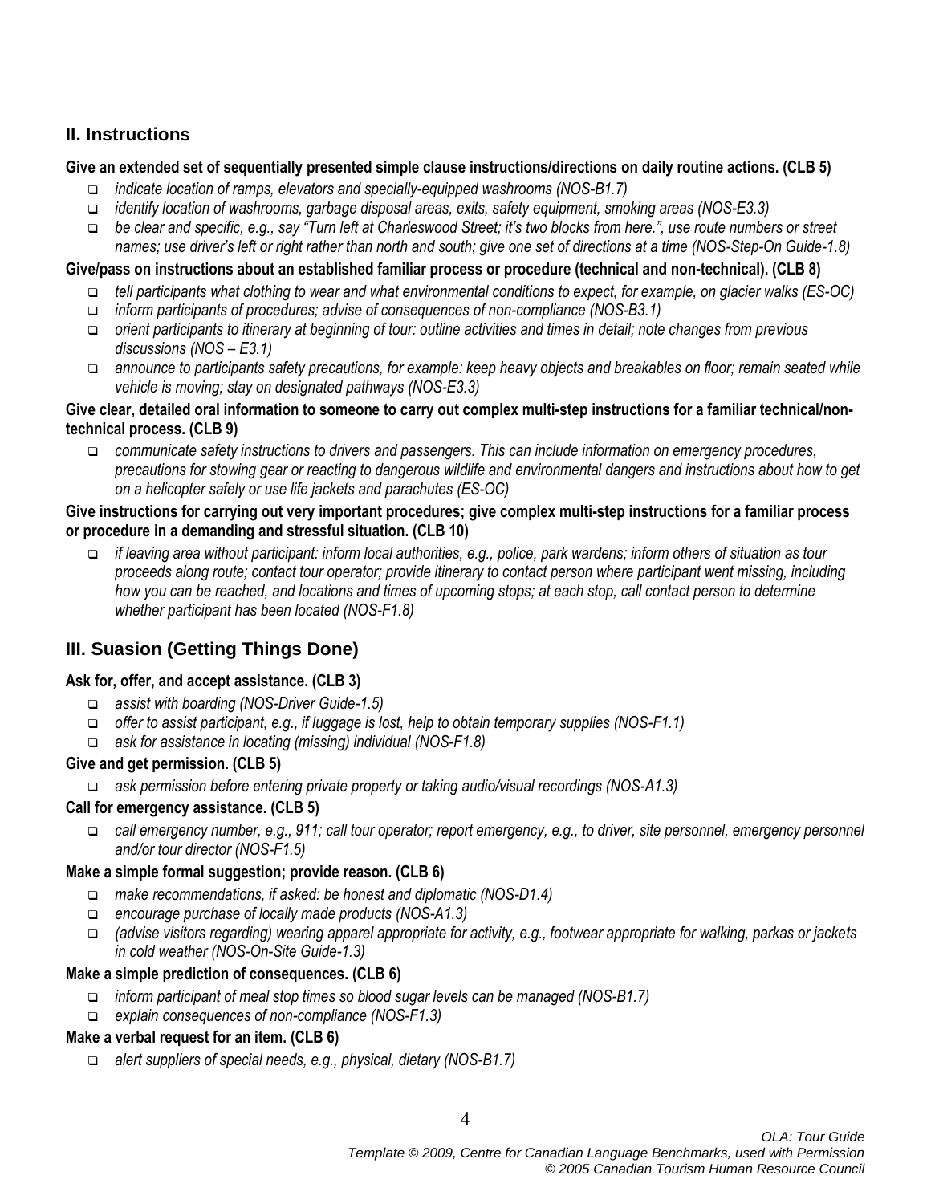## II. Instructions

**Give an extended set of sequentially presented simple clause instructions/directions on daily routine actions. (CLB 5)**

- *indicate location of ramps, elevators and specially-equipped washrooms (NOS-B1.7)*
- *identify location of washrooms, garbage disposal areas, exits, safety equipment, smoking areas (NOS-E3.3)*
- *be clear and specific, e.g., say "Turn left at Charleswood Street; it's two blocks from here.", use route numbers or street names; use driver's left or right rather than north and south; give one set of directions at a time (NOS-Step-On Guide-1.8)*

**Give/pass on instructions about an established familiar process or procedure (technical and non-technical). (CLB 8)**

- *tell participants what clothing to wear and what environmental conditions to expect, for example, on glacier walks (ES-OC)*
- *inform participants of procedures; advise of consequences of non-compliance (NOS-B3.1)*
- *orient participants to itinerary at beginning of tour: outline activities and times in detail; note changes from previous discussions (NOS – E3.1)*
- *announce to participants safety precautions, for example: keep heavy objects and breakables on floor; remain seated while vehicle is moving; stay on designated pathways (NOS-E3.3)*

**Give clear, detailed oral information to someone to carry out complex multi-step instructions for a familiar technical/non-technical process. (CLB 9)**

- *communicate safety instructions to drivers and passengers. This can include information on emergency procedures, precautions for stowing gear or reacting to dangerous wildlife and environmental dangers and instructions about how to get on a helicopter safely or use life jackets and parachutes (ES-OC)*

**Give instructions for carrying out very important procedures; give complex multi-step instructions for a familiar process or procedure in a demanding and stressful situation. (CLB 10)**

- *if leaving area without participant: inform local authorities, e.g., police, park wardens; inform others of situation as tour proceeds along route; contact tour operator; provide itinerary to contact person where participant went missing, including how you can be reached, and locations and times of upcoming stops; at each stop, call contact person to determine whether participant has been located (NOS-F1.8)*

## III. Suasion (Getting Things Done)

**Ask for, offer, and accept assistance. (CLB 3)**

- *assist with boarding (NOS-Driver Guide-1.5)*
- *offer to assist participant, e.g., if luggage is lost, help to obtain temporary supplies (NOS-F1.1)*
- *ask for assistance in locating (missing) individual (NOS-F1.8)*

**Give and get permission. (CLB 5)**

- *ask permission before entering private property or taking audio/visual recordings (NOS-A1.3)*

**Call for emergency assistance. (CLB 5)**

- *call emergency number, e.g., 911; call tour operator; report emergency, e.g., to driver, site personnel, emergency personnel and/or tour director (NOS-F1.5)*

**Make a simple formal suggestion; provide reason. (CLB 6)**

- *make recommendations, if asked: be honest and diplomatic (NOS-D1.4)*
- *encourage purchase of locally made products (NOS-A1.3)*
- *(advise visitors regarding) wearing apparel appropriate for activity, e.g., footwear appropriate for walking, parkas or jackets in cold weather (NOS-On-Site Guide-1.3)*

**Make a simple prediction of consequences. (CLB 6)**

- *inform participant of meal stop times so blood sugar levels can be managed (NOS-B1.7)*
- *explain consequences of non-compliance (NOS-F1.3)*

**Make a verbal request for an item. (CLB 6)**

- *alert suppliers of special needs, e.g., physical, dietary (NOS-B1.7)*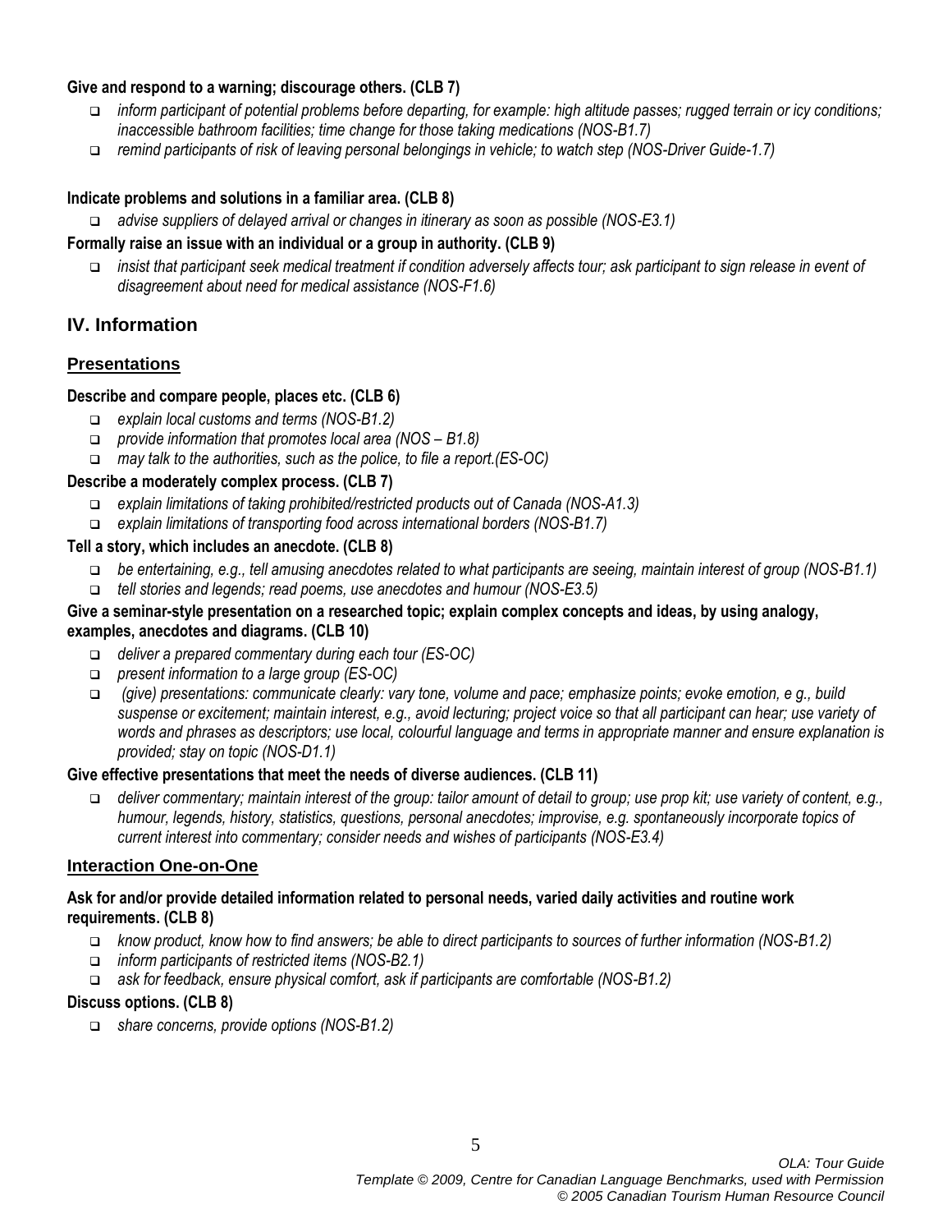**Give and respond to a warning; discourage others. (CLB 7)**

- *inform participant of potential problems before departing, for example: high altitude passes; rugged terrain or icy conditions; inaccessible bathroom facilities; time change for those taking medications (NOS-B1.7)*
- *remind participants of risk of leaving personal belongings in vehicle; to watch step (NOS-Driver Guide-1.7)*

**Indicate problems and solutions in a familiar area. (CLB 8)**

- *advise suppliers of delayed arrival or changes in itinerary as soon as possible (NOS-E3.1)*

**Formally raise an issue with an individual or a group in authority. (CLB 9)**

- *insist that participant seek medical treatment if condition adversely affects tour; ask participant to sign release in event of disagreement about need for medical assistance (NOS-F1.6)*

## IV. Information

### Presentations

**Describe and compare people, places etc. (CLB 6)**

- *explain local customs and terms (NOS-B1.2)*
- *provide information that promotes local area (NOS – B1.8)*
- *may talk to the authorities, such as the police, to file a report.(ES-OC)*

**Describe a moderately complex process. (CLB 7)**

- *explain limitations of taking prohibited/restricted products out of Canada (NOS-A1.3)*
- *explain limitations of transporting food across international borders (NOS-B1.7)*

**Tell a story, which includes an anecdote. (CLB 8)**

- *be entertaining, e.g., tell amusing anecdotes related to what participants are seeing, maintain interest of group (NOS-B1.1)*
- *tell stories and legends; read poems, use anecdotes and humour (NOS-E3.5)*

**Give a seminar-style presentation on a researched topic; explain complex concepts and ideas, by using analogy, examples, anecdotes and diagrams. (CLB 10)**

- *deliver a prepared commentary during each tour (ES-OC)*
- *present information to a large group (ES-OC)*
- *(give) presentations: communicate clearly: vary tone, volume and pace; emphasize points; evoke emotion, e g., build suspense or excitement; maintain interest, e.g., avoid lecturing; project voice so that all participant can hear; use variety of words and phrases as descriptors; use local, colourful language and terms in appropriate manner and ensure explanation is provided; stay on topic (NOS-D1.1)*

**Give effective presentations that meet the needs of diverse audiences. (CLB 11)**

- *deliver commentary; maintain interest of the group: tailor amount of detail to group; use prop kit; use variety of content, e.g., humour, legends, history, statistics, questions, personal anecdotes; improvise, e.g. spontaneously incorporate topics of current interest into commentary; consider needs and wishes of participants (NOS-E3.4)*

### Interaction One-on-One

**Ask for and/or provide detailed information related to personal needs, varied daily activities and routine work requirements. (CLB 8)**

- *know product, know how to find answers; be able to direct participants to sources of further information (NOS-B1.2)*
- *inform participants of restricted items (NOS-B2.1)*
- *ask for feedback, ensure physical comfort, ask if participants are comfortable (NOS-B1.2)*

**Discuss options. (CLB 8)**

- *share concerns, provide options (NOS-B1.2)*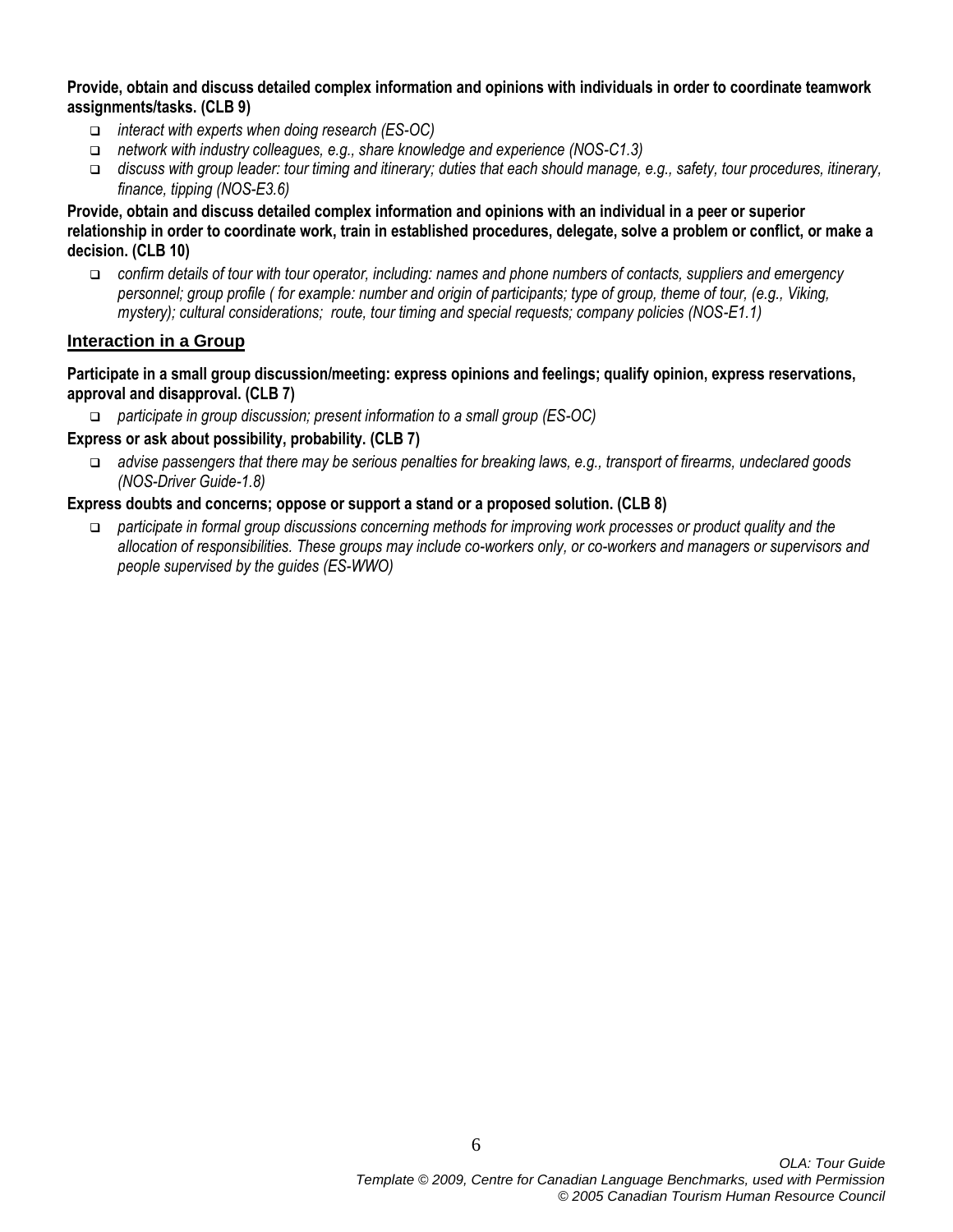**Provide, obtain and discuss detailed complex information and opinions with individuals in order to coordinate teamwork assignments/tasks. (CLB 9)**

- *interact with experts when doing research (ES-OC)*
- *network with industry colleagues, e.g., share knowledge and experience (NOS-C1.3)*
- *discuss with group leader: tour timing and itinerary; duties that each should manage, e.g., safety, tour procedures, itinerary, finance, tipping (NOS-E3.6)*

**Provide, obtain and discuss detailed complex information and opinions with an individual in a peer or superior relationship in order to coordinate work, train in established procedures, delegate, solve a problem or conflict, or make a decision. (CLB 10)**

- *confirm details of tour with tour operator, including: names and phone numbers of contacts, suppliers and emergency personnel; group profile ( for example: number and origin of participants; type of group, theme of tour, (e.g., Viking, mystery); cultural considerations; route, tour timing and special requests; company policies (NOS-E1.1)*

## Interaction in a Group

**Participate in a small group discussion/meeting: express opinions and feelings; qualify opinion, express reservations, approval and disapproval. (CLB 7)**

- *participate in group discussion; present information to a small group (ES-OC)*

**Express or ask about possibility, probability. (CLB 7)**

- *advise passengers that there may be serious penalties for breaking laws, e.g., transport of firearms, undeclared goods (NOS-Driver Guide-1.8)*

**Express doubts and concerns; oppose or support a stand or a proposed solution. (CLB 8)**

- *participate in formal group discussions concerning methods for improving work processes or product quality and the allocation of responsibilities. These groups may include co-workers only, or co-workers and managers or supervisors and people supervised by the guides (ES-WWO)*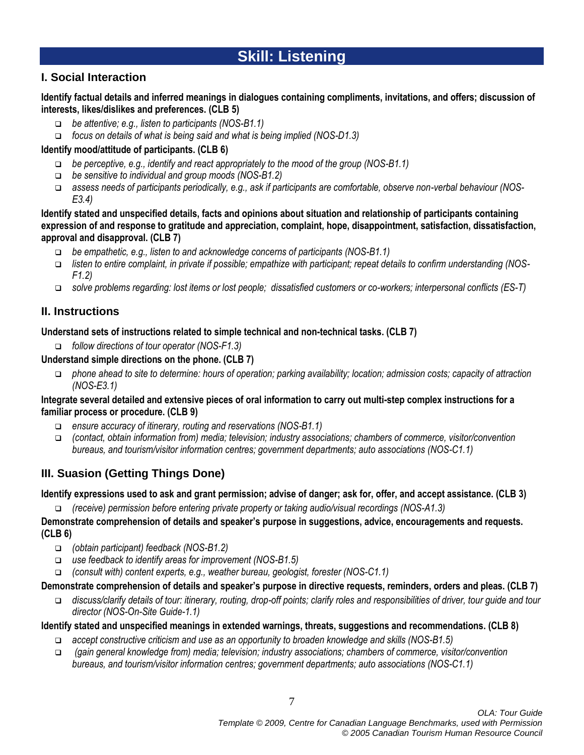# Skill: Listening

## I. Social Interaction

**Identify factual details and inferred meanings in dialogues containing compliments, invitations, and offers; discussion of interests, likes/dislikes and preferences. (CLB 5)**

- *be attentive; e.g., listen to participants (NOS-B1.1)*
- *focus on details of what is being said and what is being implied (NOS-D1.3)*

**Identify mood/attitude of participants. (CLB 6)**

- *be perceptive, e.g., identify and react appropriately to the mood of the group (NOS-B1.1)*
- *be sensitive to individual and group moods (NOS-B1.2)*
- *assess needs of participants periodically, e.g., ask if participants are comfortable, observe non-verbal behaviour (NOS-E3.4)*

**Identify stated and unspecified details, facts and opinions about situation and relationship of participants containing expression of and response to gratitude and appreciation, complaint, hope, disappointment, satisfaction, dissatisfaction, approval and disapproval. (CLB 7)**

- *be empathetic, e.g., listen to and acknowledge concerns of participants (NOS-B1.1)*
- *listen to entire complaint, in private if possible; empathize with participant; repeat details to confirm understanding (NOS-F1.2)*
- *solve problems regarding: lost items or lost people; dissatisfied customers or co-workers; interpersonal conflicts (ES-T)*

## II. Instructions

**Understand sets of instructions related to simple technical and non-technical tasks. (CLB 7)**

- *follow directions of tour operator (NOS-F1.3)*

**Understand simple directions on the phone. (CLB 7)**

- *phone ahead to site to determine: hours of operation; parking availability; location; admission costs; capacity of attraction (NOS-E3.1)*

**Integrate several detailed and extensive pieces of oral information to carry out multi-step complex instructions for a familiar process or procedure. (CLB 9)**

- *ensure accuracy of itinerary, routing and reservations (NOS-B1.1)*
- *(contact, obtain information from) media; television; industry associations; chambers of commerce, visitor/convention bureaus, and tourism/visitor information centres; government departments; auto associations (NOS-C1.1)*

## III. Suasion (Getting Things Done)

**Identify expressions used to ask and grant permission; advise of danger; ask for, offer, and accept assistance. (CLB 3)**

- *(receive) permission before entering private property or taking audio/visual recordings (NOS-A1.3)*

**Demonstrate comprehension of details and speaker's purpose in suggestions, advice, encouragements and requests. (CLB 6)**

- *(obtain participant) feedback (NOS-B1.2)*
- *use feedback to identify areas for improvement (NOS-B1.5)*
- *(consult with) content experts, e.g., weather bureau, geologist, forester (NOS-C1.1)*

**Demonstrate comprehension of details and speaker's purpose in directive requests, reminders, orders and pleas. (CLB 7)**

- *discuss/clarify details of tour: itinerary, routing, drop-off points; clarify roles and responsibilities of driver, tour guide and tour director (NOS-On-Site Guide-1.1)*

**Identify stated and unspecified meanings in extended warnings, threats, suggestions and recommendations. (CLB 8)**

- *accept constructive criticism and use as an opportunity to broaden knowledge and skills (NOS-B1.5)*
- *(gain general knowledge from) media; television; industry associations; chambers of commerce, visitor/convention bureaus, and tourism/visitor information centres; government departments; auto associations (NOS-C1.1)*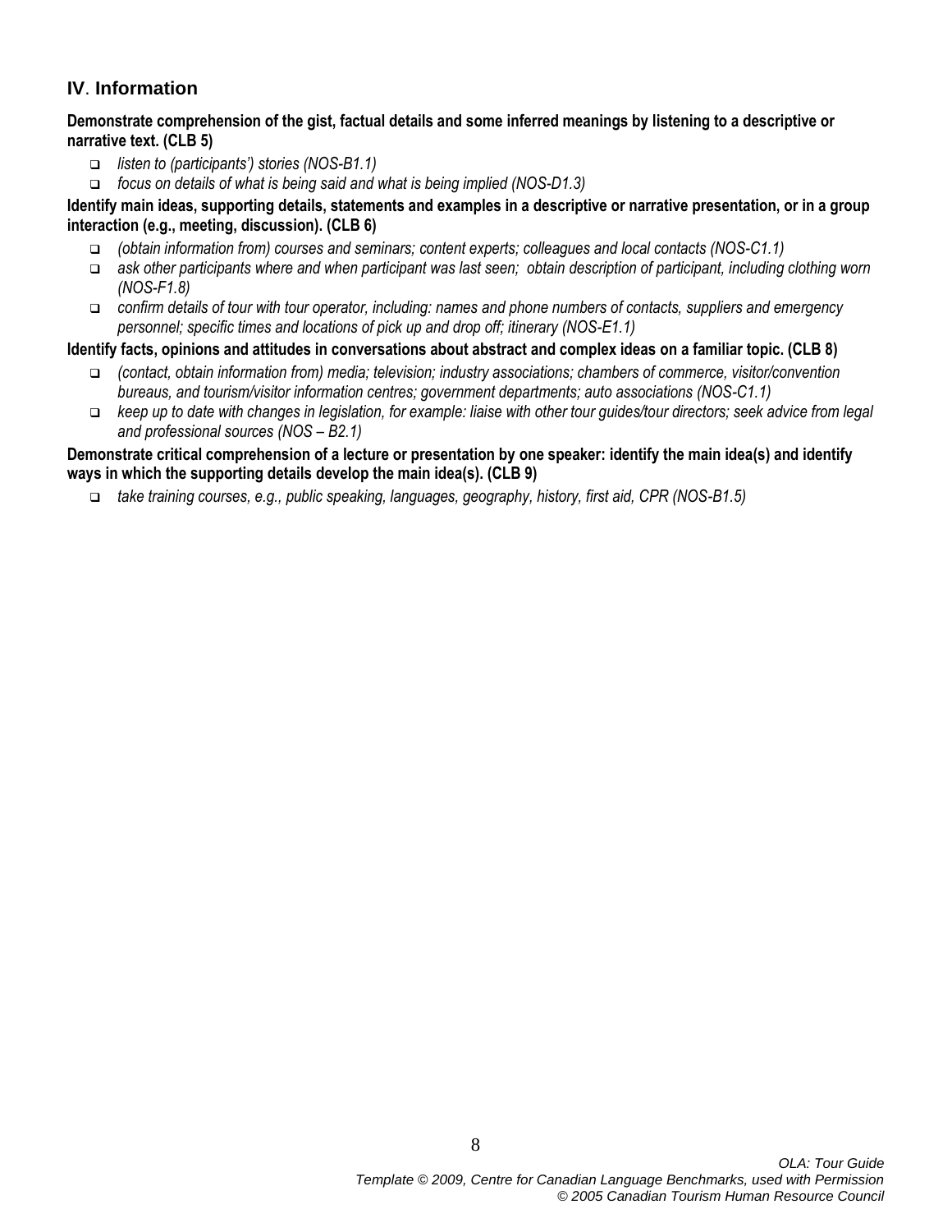## IV. Information

**Demonstrate comprehension of the gist, factual details and some inferred meanings by listening to a descriptive or narrative text. (CLB 5)**

- *listen to (participants') stories (NOS-B1.1)*
- *focus on details of what is being said and what is being implied (NOS-D1.3)*

**Identify main ideas, supporting details, statements and examples in a descriptive or narrative presentation, or in a group interaction (e.g., meeting, discussion). (CLB 6)**

- *(obtain information from) courses and seminars; content experts; colleagues and local contacts (NOS-C1.1)*
- *ask other participants where and when participant was last seen; obtain description of participant, including clothing worn (NOS-F1.8)*
- *confirm details of tour with tour operator, including: names and phone numbers of contacts, suppliers and emergency personnel; specific times and locations of pick up and drop off; itinerary (NOS-E1.1)*

**Identify facts, opinions and attitudes in conversations about abstract and complex ideas on a familiar topic. (CLB 8)**

- *(contact, obtain information from) media; television; industry associations; chambers of commerce, visitor/convention bureaus, and tourism/visitor information centres; government departments; auto associations (NOS-C1.1)*
- *keep up to date with changes in legislation, for example: liaise with other tour guides/tour directors; seek advice from legal and professional sources (NOS – B2.1)*

**Demonstrate critical comprehension of a lecture or presentation by one speaker: identify the main idea(s) and identify ways in which the supporting details develop the main idea(s). (CLB 9)**

- *take training courses, e.g., public speaking, languages, geography, history, first aid, CPR (NOS-B1.5)*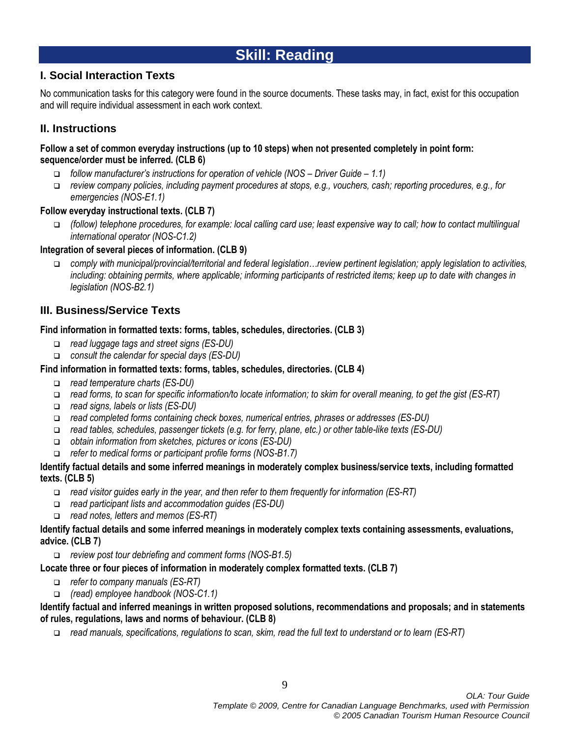# Skill: Reading

## I. Social Interaction Texts

No communication tasks for this category were found in the source documents. These tasks may, in fact, exist for this occupation and will require individual assessment in each work context.

## II. Instructions

**Follow a set of common everyday instructions (up to 10 steps) when not presented completely in point form: sequence/order must be inferred. (CLB 6)**

- *follow manufacturer's instructions for operation of vehicle (NOS – Driver Guide – 1.1)*
- *review company policies, including payment procedures at stops, e.g., vouchers, cash; reporting procedures, e.g., for emergencies (NOS-E1.1)*

**Follow everyday instructional texts. (CLB 7)**

- *(follow) telephone procedures, for example: local calling card use; least expensive way to call; how to contact multilingual international operator (NOS-C1.2)*

**Integration of several pieces of information. (CLB 9)**

- *comply with municipal/provincial/territorial and federal legislation…review pertinent legislation; apply legislation to activities, including: obtaining permits, where applicable; informing participants of restricted items; keep up to date with changes in legislation (NOS-B2.1)*

## III. Business/Service Texts

**Find information in formatted texts: forms, tables, schedules, directories. (CLB 3)**

- *read luggage tags and street signs (ES-DU)*
- *consult the calendar for special days (ES-DU)*

**Find information in formatted texts: forms, tables, schedules, directories. (CLB 4)**

- *read temperature charts (ES-DU)*
- *read forms, to scan for specific information/to locate information; to skim for overall meaning, to get the gist (ES-RT)*
- *read signs, labels or lists (ES-DU)*
- *read completed forms containing check boxes, numerical entries, phrases or addresses (ES-DU)*
- *read tables, schedules, passenger tickets (e.g. for ferry, plane, etc.) or other table-like texts (ES-DU)*
- *obtain information from sketches, pictures or icons (ES-DU)*
- *refer to medical forms or participant profile forms (NOS-B1.7)*

**Identify factual details and some inferred meanings in moderately complex business/service texts, including formatted texts. (CLB 5)**

- *read visitor guides early in the year, and then refer to them frequently for information (ES-RT)*
- *read participant lists and accommodation guides (ES-DU)*
- *read notes, letters and memos (ES-RT)*

**Identify factual details and some inferred meanings in moderately complex texts containing assessments, evaluations, advice. (CLB 7)**

- *review post tour debriefing and comment forms (NOS-B1.5)*

**Locate three or four pieces of information in moderately complex formatted texts. (CLB 7)**

- *refer to company manuals (ES-RT)*
- *(read) employee handbook (NOS-C1.1)*

**Identify factual and inferred meanings in written proposed solutions, recommendations and proposals; and in statements of rules, regulations, laws and norms of behaviour. (CLB 8)**

- *read manuals, specifications, regulations to scan, skim, read the full text to understand or to learn (ES-RT)*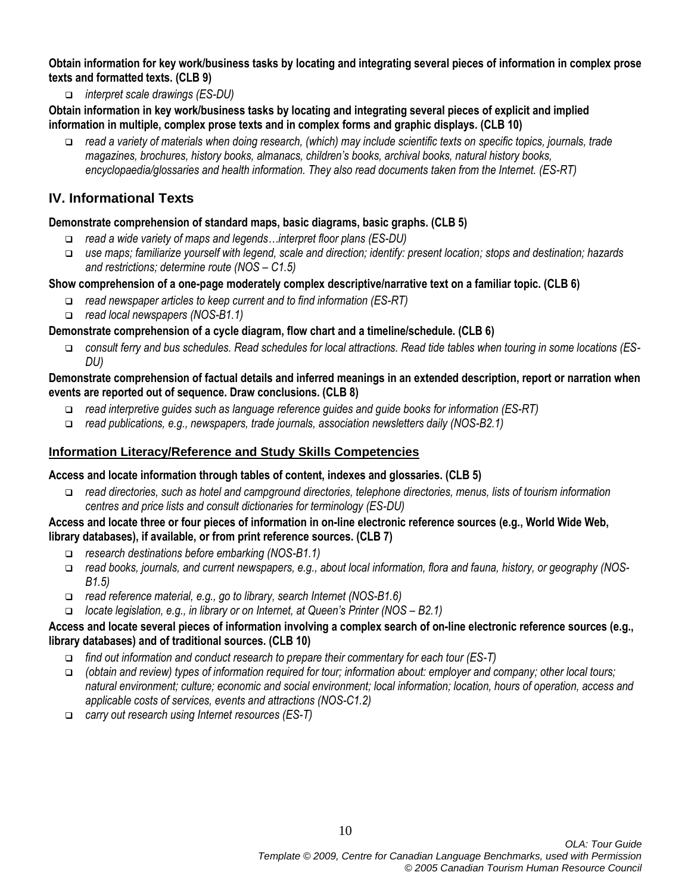**Obtain information for key work/business tasks by locating and integrating several pieces of information in complex prose texts and formatted texts. (CLB 9)**

- *interpret scale drawings (ES-DU)*

**Obtain information in key work/business tasks by locating and integrating several pieces of explicit and implied information in multiple, complex prose texts and in complex forms and graphic displays. (CLB 10)**

- *read a variety of materials when doing research, (which) may include scientific texts on specific topics, journals, trade magazines, brochures, history books, almanacs, children's books, archival books, natural history books, encyclopaedia/glossaries and health information. They also read documents taken from the Internet. (ES-RT)*

## IV. Informational Texts

**Demonstrate comprehension of standard maps, basic diagrams, basic graphs. (CLB 5)**

- *read a wide variety of maps and legends…interpret floor plans (ES-DU)*
- *use maps; familiarize yourself with legend, scale and direction; identify: present location; stops and destination; hazards and restrictions; determine route (NOS – C1.5)*

**Show comprehension of a one-page moderately complex descriptive/narrative text on a familiar topic. (CLB 6)**

- *read newspaper articles to keep current and to find information (ES-RT)*
- *read local newspapers (NOS-B1.1)*

**Demonstrate comprehension of a cycle diagram, flow chart and a timeline/schedule. (CLB 6)**

- *consult ferry and bus schedules. Read schedules for local attractions. Read tide tables when touring in some locations (ES-DU)*

**Demonstrate comprehension of factual details and inferred meanings in an extended description, report or narration when events are reported out of sequence. Draw conclusions. (CLB 8)**

- *read interpretive guides such as language reference guides and guide books for information (ES-RT)*
- *read publications, e.g., newspapers, trade journals, association newsletters daily (NOS-B2.1)*

### Information Literacy/Reference and Study Skills Competencies

**Access and locate information through tables of content, indexes and glossaries. (CLB 5)**

- *read directories, such as hotel and campground directories, telephone directories, menus, lists of tourism information centres and price lists and consult dictionaries for terminology (ES-DU)*

**Access and locate three or four pieces of information in on-line electronic reference sources (e.g., World Wide Web, library databases), if available, or from print reference sources. (CLB 7)**

- *research destinations before embarking (NOS-B1.1)*
- *read books, journals, and current newspapers, e.g., about local information, flora and fauna, history, or geography (NOS-B1.5)*
- *read reference material, e.g., go to library, search Internet (NOS-B1.6)*
- *locate legislation, e.g., in library or on Internet, at Queen's Printer (NOS – B2.1)*

**Access and locate several pieces of information involving a complex search of on-line electronic reference sources (e.g., library databases) and of traditional sources. (CLB 10)**

- *find out information and conduct research to prepare their commentary for each tour (ES-T)*
- *(obtain and review) types of information required for tour; information about: employer and company; other local tours; natural environment; culture; economic and social environment; local information; location, hours of operation, access and applicable costs of services, events and attractions (NOS-C1.2)*
- *carry out research using Internet resources (ES-T)*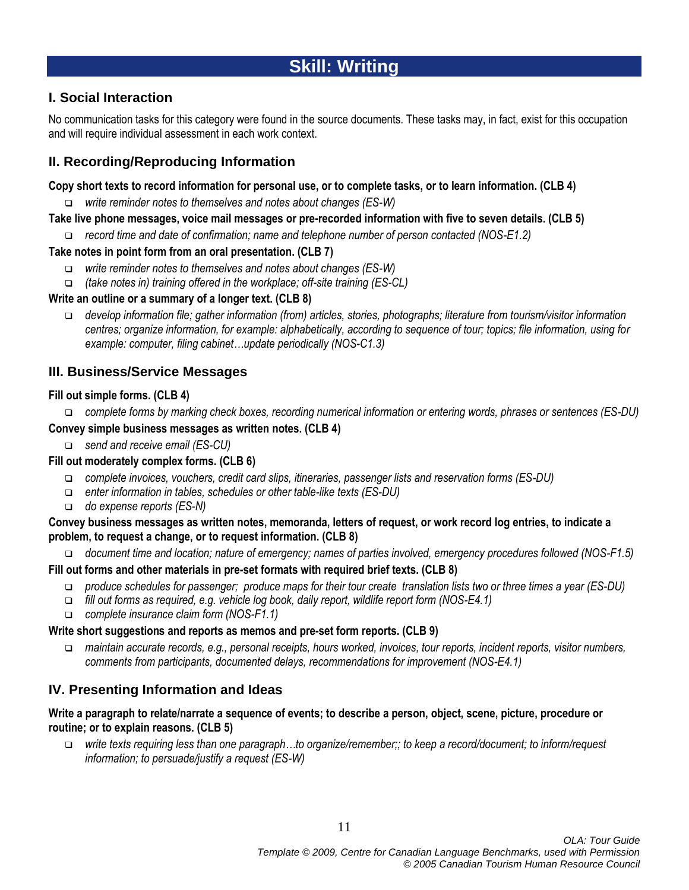# Skill: Writing

## I. Social Interaction

No communication tasks for this category were found in the source documents. These tasks may, in fact, exist for this occupation and will require individual assessment in each work context.

## II. Recording/Reproducing Information

**Copy short texts to record information for personal use, or to complete tasks, or to learn information. (CLB 4)**

- *write reminder notes to themselves and notes about changes (ES-W)*

**Take live phone messages, voice mail messages or pre-recorded information with five to seven details. (CLB 5)**

- *record time and date of confirmation; name and telephone number of person contacted (NOS-E1.2)*

**Take notes in point form from an oral presentation. (CLB 7)**

- *write reminder notes to themselves and notes about changes (ES-W)*
- *(take notes in) training offered in the workplace; off-site training (ES-CL)*

**Write an outline or a summary of a longer text. (CLB 8)**

- *develop information file; gather information (from) articles, stories, photographs; literature from tourism/visitor information centres; organize information, for example: alphabetically, according to sequence of tour; topics; file information, using for example: computer, filing cabinet…update periodically (NOS-C1.3)*

## III. Business/Service Messages

**Fill out simple forms. (CLB 4)**

- *complete forms by marking check boxes, recording numerical information or entering words, phrases or sentences (ES-DU)*

**Convey simple business messages as written notes. (CLB 4)**

- *send and receive email (ES-CU)*

**Fill out moderately complex forms. (CLB 6)**

- *complete invoices, vouchers, credit card slips, itineraries, passenger lists and reservation forms (ES-DU)*
- *enter information in tables, schedules or other table-like texts (ES-DU)*
- *do expense reports (ES-N)*

**Convey business messages as written notes, memoranda, letters of request, or work record log entries, to indicate a problem, to request a change, or to request information. (CLB 8)**

- *document time and location; nature of emergency; names of parties involved, emergency procedures followed (NOS-F1.5)*

**Fill out forms and other materials in pre-set formats with required brief texts. (CLB 8)**

- *produce schedules for passenger; produce maps for their tour create translation lists two or three times a year (ES-DU)*
- *fill out forms as required, e.g. vehicle log book, daily report, wildlife report form (NOS-E4.1)*
- *complete insurance claim form (NOS-F1.1)*

**Write short suggestions and reports as memos and pre-set form reports. (CLB 9)**

- *maintain accurate records, e.g., personal receipts, hours worked, invoices, tour reports, incident reports, visitor numbers, comments from participants, documented delays, recommendations for improvement (NOS-E4.1)*

## IV. Presenting Information and Ideas

**Write a paragraph to relate/narrate a sequence of events; to describe a person, object, scene, picture, procedure or routine; or to explain reasons. (CLB 5)**

- *write texts requiring less than one paragraph…to organize/remember;; to keep a record/document; to inform/request information; to persuade/justify a request (ES-W)*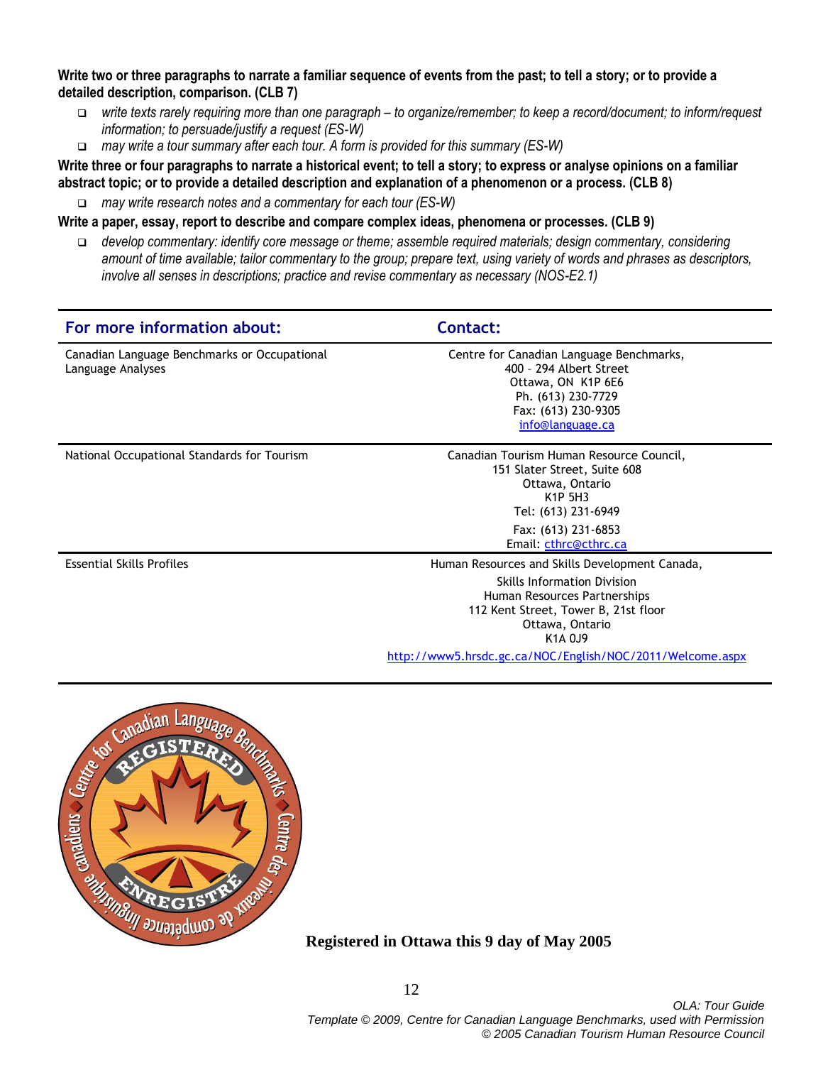**Write two or three paragraphs to narrate a familiar sequence of events from the past; to tell a story; or to provide a detailed description, comparison. (CLB 7)**

- *write texts rarely requiring more than one paragraph – to organize/remember; to keep a record/document; to inform/request information; to persuade/justify a request (ES-W)*
- *may write a tour summary after each tour. A form is provided for this summary (ES-W)*

**Write three or four paragraphs to narrate a historical event; to tell a story; to express or analyse opinions on a familiar abstract topic; or to provide a detailed description and explanation of a phenomenon or a process. (CLB 8)**

- *may write research notes and a commentary for each tour (ES-W)*

**Write a paper, essay, report to describe and compare complex ideas, phenomena or processes. (CLB 9)**

- *develop commentary: identify core message or theme; assemble required materials; design commentary, considering amount of time available; tailor commentary to the group; prepare text, using variety of words and phrases as descriptors, involve all senses in descriptions; practice and revise commentary as necessary (NOS-E2.1)*

| For more information about: | Contact: |
|---|---|
| Canadian Language Benchmarks or Occupational Language Analyses | Centre for Canadian Language Benchmarks, 400 – 294 Albert Street, Ottawa, ON K1P 6E6, Ph. (613) 230-7729, Fax: (613) 230-9305, info@language.ca |
| National Occupational Standards for Tourism | Canadian Tourism Human Resource Council, 151 Slater Street, Suite 608, Ottawa, Ontario, K1P 5H3, Tel: (613) 231-6949, Fax: (613) 231-6853, Email: cthrc@cthrc.ca |
| Essential Skills Profiles | Human Resources and Skills Development Canada, Skills Information Division, Human Resources Partnerships, 112 Kent Street, Tower B, 21st floor, Ottawa, Ontario, K1A 0J9, http://www5.hrsdc.gc.ca/NOC/English/NOC/2011/Welcome.aspx |

Centre for Canadian Language Benchmarks – REGISTERED – ENREGISTRÉ – Centre des niveaux de compétence linguistique canadiens

**Registered in Ottawa this 9 day of May 2005**

*OLA: Tour Guide*
*Template © 2009, Centre for Canadian Language Benchmarks, used with Permission*
*© 2005 Canadian Tourism Human Resource Council*